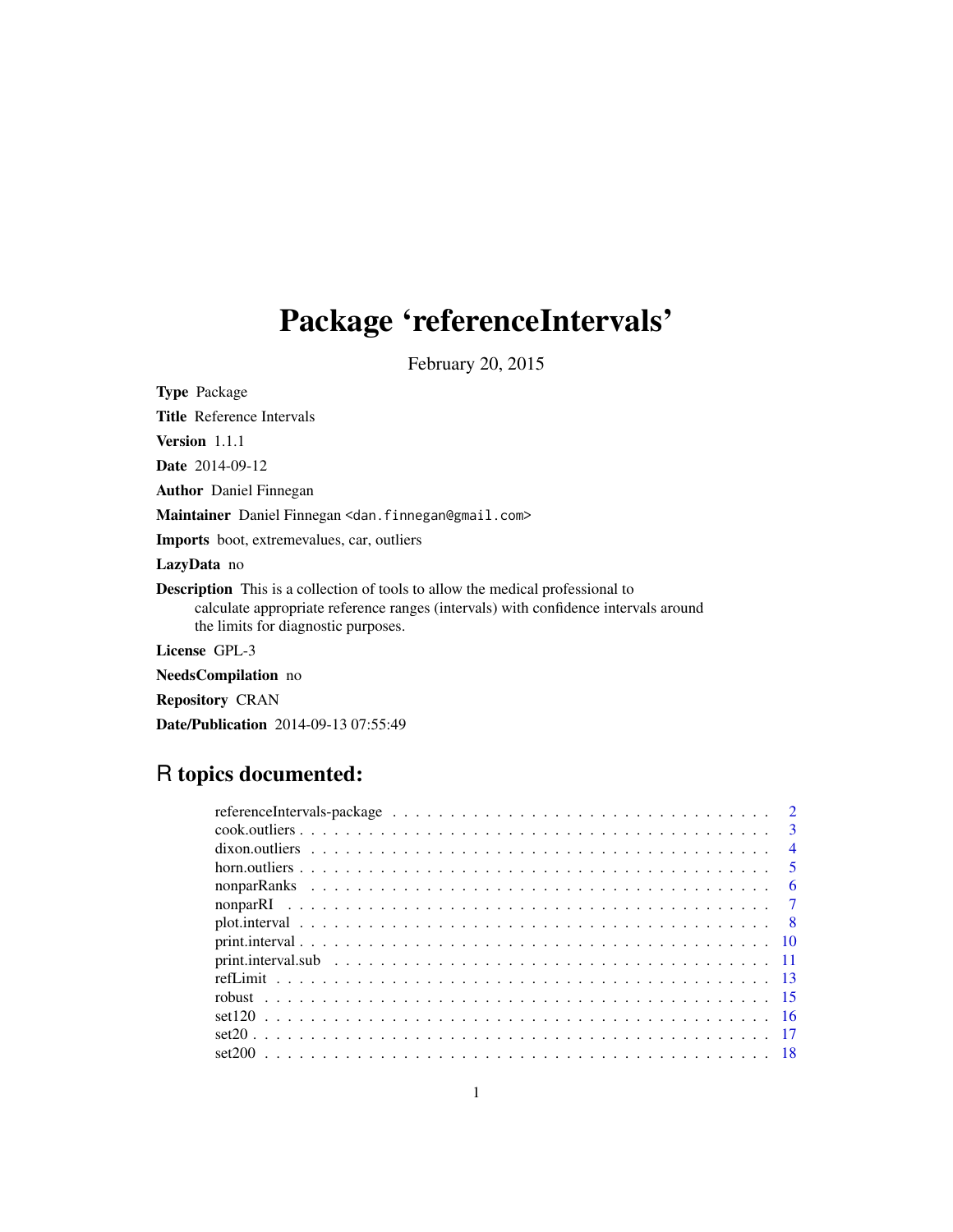# Package 'referenceIntervals'

February 20, 2015

**Type** Package

**Title** Reference Intervals

**Version** 1.1.1

**Date** 2014-09-12

**Author** Daniel Finnegan

**Maintainer** Daniel Finnegan <dan.finnegan@gmail.com>

**Imports** boot, extremevalues, car, outliers

**LazyData** no

**Description** This is a collection of tools to allow the medical professional to calculate appropriate reference ranges (intervals) with confidence intervals around the limits for diagnostic purposes.

**License** GPL-3

**NeedsCompilation** no

**Repository** CRAN

**Date/Publication** 2014-09-13 07:55:49

## R topics documented:

- referenceIntervals-package . . . . . . . . . . . . . . . . . . . . . . . . . . . . . . . . . 2
- cook.outliers . . . . . . . . . . . . . . . . . . . . . . . . . . . . . . . . . . . . . . . . 3
- dixon.outliers . . . . . . . . . . . . . . . . . . . . . . . . . . . . . . . . . . . . . . . 4
- horn.outliers . . . . . . . . . . . . . . . . . . . . . . . . . . . . . . . . . . . . . . . . 5
- nonparRanks . . . . . . . . . . . . . . . . . . . . . . . . . . . . . . . . . . . . . . . . 6
- nonparRI . . . . . . . . . . . . . . . . . . . . . . . . . . . . . . . . . . . . . . . . . . 7
- plot.interval . . . . . . . . . . . . . . . . . . . . . . . . . . . . . . . . . . . . . . . . 8
- print.interval . . . . . . . . . . . . . . . . . . . . . . . . . . . . . . . . . . . . . . . 10
- print.interval.sub . . . . . . . . . . . . . . . . . . . . . . . . . . . . . . . . . . . . . 11
- refLimit . . . . . . . . . . . . . . . . . . . . . . . . . . . . . . . . . . . . . . . . . . 13
- robust . . . . . . . . . . . . . . . . . . . . . . . . . . . . . . . . . . . . . . . . . . . 15
- set120 . . . . . . . . . . . . . . . . . . . . . . . . . . . . . . . . . . . . . . . . . . . 16
- set20 . . . . . . . . . . . . . . . . . . . . . . . . . . . . . . . . . . . . . . . . . . . . 17
- set200 . . . . . . . . . . . . . . . . . . . . . . . . . . . . . . . . . . . . . . . . . . . 18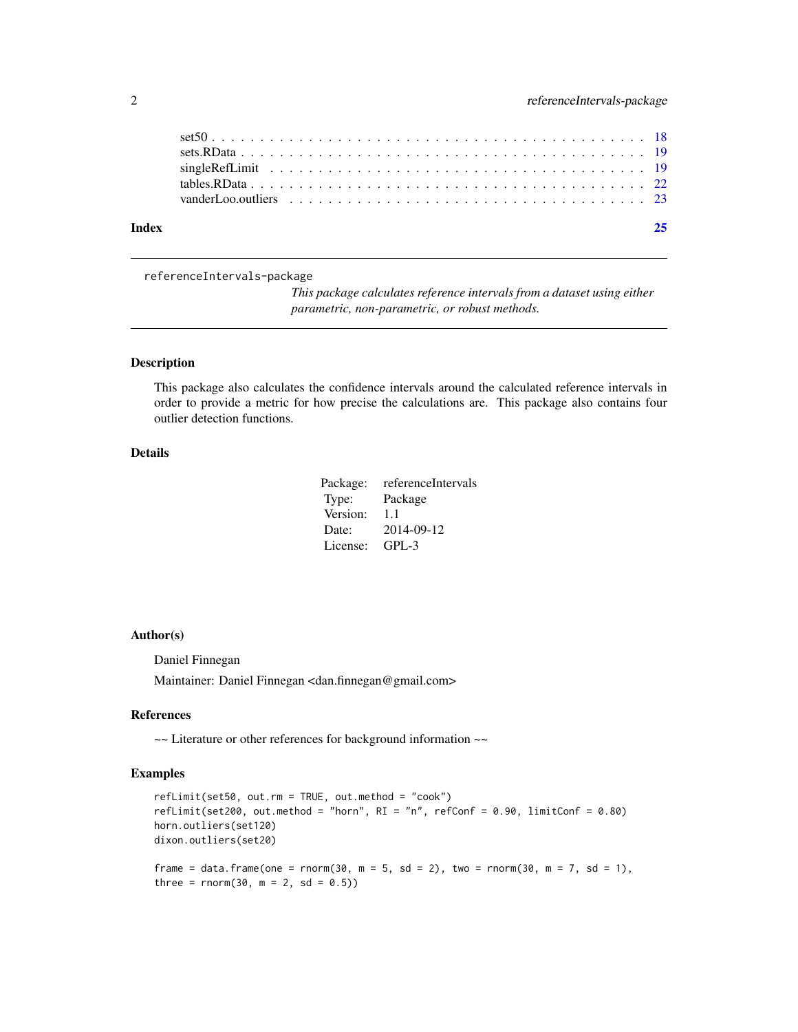| | |
|---|---|
| set50 | 18 |
| sets.RData | 19 |
| singleRefLimit | 19 |
| tables.RData | 22 |
| vanderLoo.outliers | 23 |

**Index** 25

---

referenceIntervals-package

*This package calculates reference intervals from a dataset using either parametric, non-parametric, or robust methods.*

---

## Description

This package also calculates the confidence intervals around the calculated reference intervals in order to provide a metric for how precise the calculations are. This package also contains four outlier detection functions.

## Details

| | |
|---|---|
| Package: | referenceIntervals |
| Type: | Package |
| Version: | 1.1 |
| Date: | 2014-09-12 |
| License: | GPL-3 |

## Author(s)

Daniel Finnegan

Maintainer: Daniel Finnegan <dan.finnegan@gmail.com>

## References

~~ Literature or other references for background information ~~

## Examples

```
refLimit(set50, out.rm = TRUE, out.method = "cook")
refLimit(set200, out.method = "horn", RI = "n", refConf = 0.90, limitConf = 0.80)
horn.outliers(set120)
dixon.outliers(set20)

frame = data.frame(one = rnorm(30, m = 5, sd = 2), two = rnorm(30, m = 7, sd = 1),
three = rnorm(30, m = 2, sd = 0.5))
```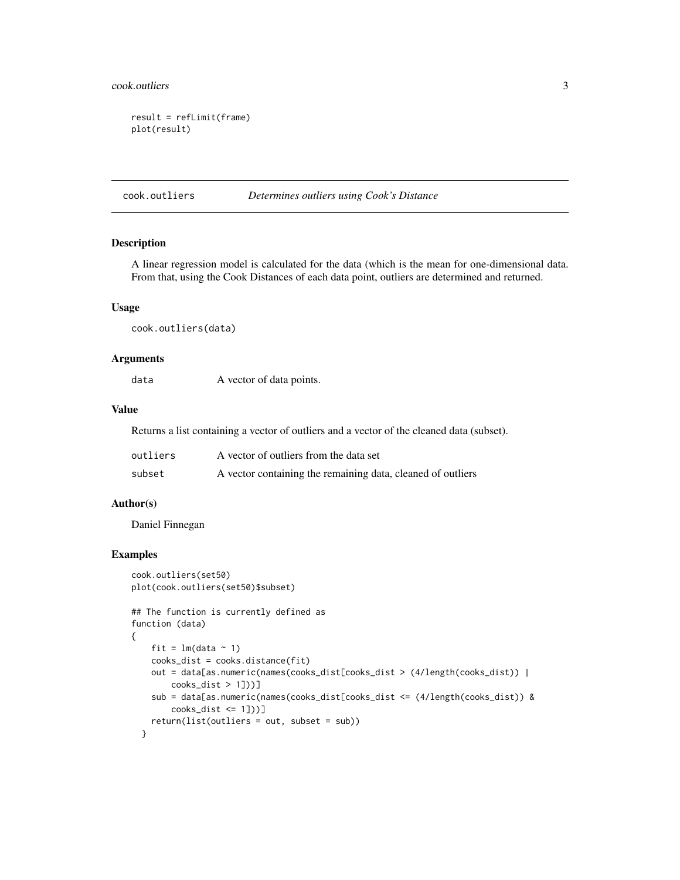```
result = refLimit(frame)
plot(result)
```

## cook.outliers — *Determines outliers using Cook's Distance*

### Description

A linear regression model is calculated for the data (which is the mean for one-dimensional data. From that, using the Cook Distances of each data point, outliers are determined and returned.

### Usage

```
cook.outliers(data)
```

### Arguments

| | |
|---|---|
| `data` | A vector of data points. |

### Value

Returns a list containing a vector of outliers and a vector of the cleaned data (subset).

| | |
|---|---|
| `outliers` | A vector of outliers from the data set |
| `subset` | A vector containing the remaining data, cleaned of outliers |

### Author(s)

Daniel Finnegan

### Examples

```
cook.outliers(set50)
plot(cook.outliers(set50)$subset)

## The function is currently defined as
function (data)
{
    fit = lm(data ~ 1)
    cooks_dist = cooks.distance(fit)
    out = data[as.numeric(names(cooks_dist[cooks_dist > (4/length(cooks_dist)) |
        cooks_dist > 1]))]
    sub = data[as.numeric(names(cooks_dist[cooks_dist <= (4/length(cooks_dist)) &
        cooks_dist <= 1]))]
    return(list(outliers = out, subset = sub))
  }
```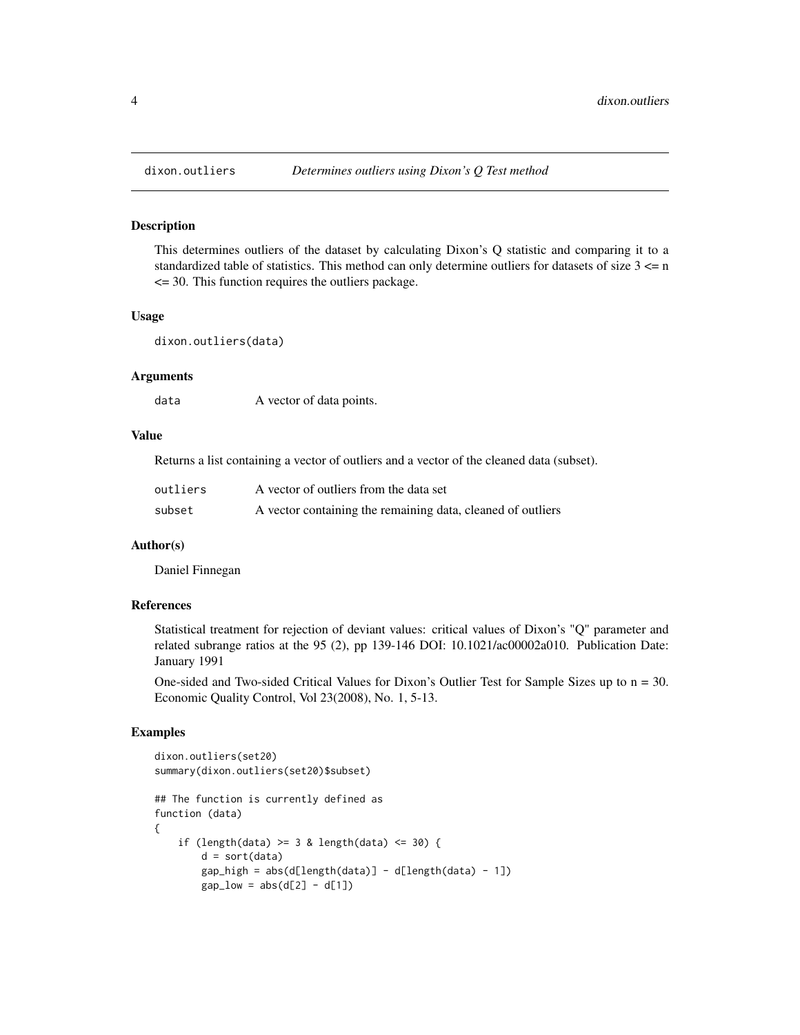# dixon.outliers — *Determines outliers using Dixon's Q Test method*

## Description

This determines outliers of the dataset by calculating Dixon's Q statistic and comparing it to a standardized table of statistics. This method can only determine outliers for datasets of size 3 <= n <= 30. This function requires the outliers package.

## Usage

```
dixon.outliers(data)
```

## Arguments

| | |
|---|---|
| `data` | A vector of data points. |

## Value

Returns a list containing a vector of outliers and a vector of the cleaned data (subset).

| | |
|---|---|
| `outliers` | A vector of outliers from the data set |
| `subset` | A vector containing the remaining data, cleaned of outliers |

## Author(s)

Daniel Finnegan

## References

Statistical treatment for rejection of deviant values: critical values of Dixon's "Q" parameter and related subrange ratios at the 95 (2), pp 139-146 DOI: 10.1021/ac00002a010. Publication Date: January 1991

One-sided and Two-sided Critical Values for Dixon's Outlier Test for Sample Sizes up to n = 30. Economic Quality Control, Vol 23(2008), No. 1, 5-13.

## Examples

```
dixon.outliers(set20)
summary(dixon.outliers(set20)$subset)

## The function is currently defined as
function (data)
{
    if (length(data) >= 3 & length(data) <= 30) {
        d = sort(data)
        gap_high = abs(d[length(data)] - d[length(data) - 1])
        gap_low = abs(d[2] - d[1])
```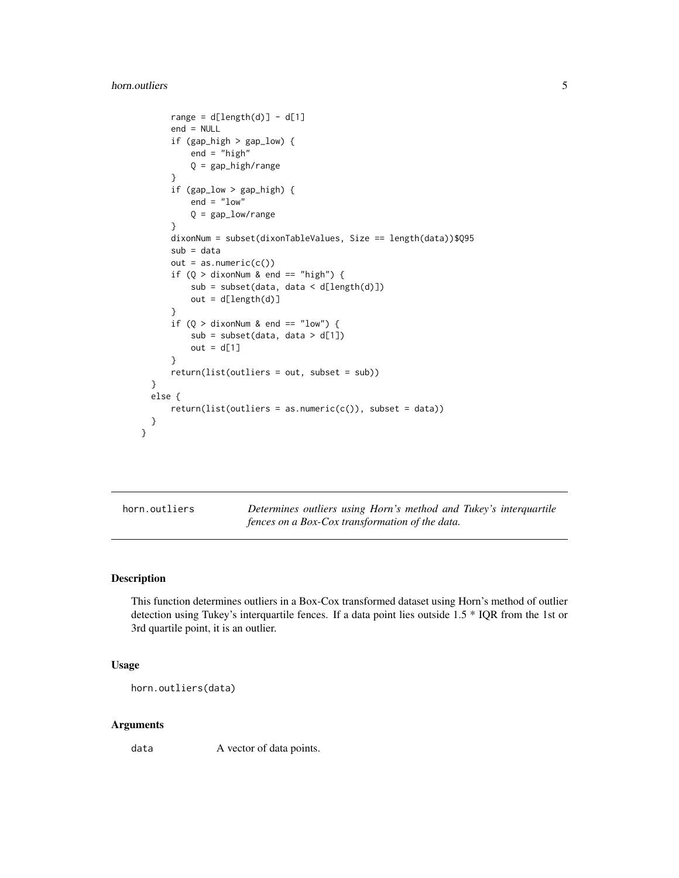```
        range = d[length(d)] - d[1]
        end = NULL
        if (gap_high > gap_low) {
            end = "high"
            Q = gap_high/range
        }
        if (gap_low > gap_high) {
            end = "low"
            Q = gap_low/range
        }
        dixonNum = subset(dixonTableValues, Size == length(data))$Q95
        sub = data
        out = as.numeric(c())
        if (Q > dixonNum & end == "high") {
            sub = subset(data, data < d[length(d)])
            out = d[length(d)]
        }
        if (Q > dixonNum & end == "low") {
            sub = subset(data, data > d[1])
            out = d[1]
        }
        return(list(outliers = out, subset = sub))
    }
    else {
        return(list(outliers = as.numeric(c()), subset = data))
    }
}
```

---

## horn.outliers — *Determines outliers using Horn's method and Tukey's interquartile fences on a Box-Cox transformation of the data.*

---

### Description

This function determines outliers in a Box-Cox transformed dataset using Horn's method of outlier detection using Tukey's interquartile fences. If a data point lies outside 1.5 * IQR from the 1st or 3rd quartile point, it is an outlier.

### Usage

```
horn.outliers(data)
```

### Arguments

| | |
|---|---|
| data | A vector of data points. |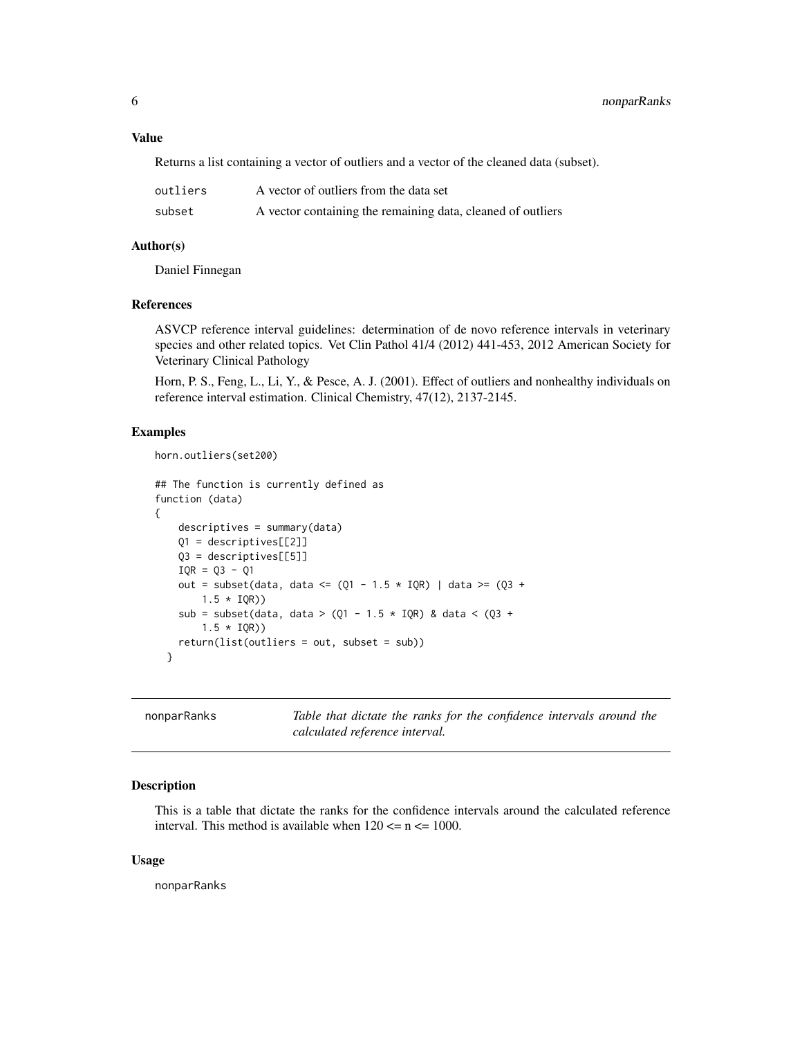### Value

Returns a list containing a vector of outliers and a vector of the cleaned data (subset).

| | |
|---|---|
| `outliers` | A vector of outliers from the data set |
| `subset` | A vector containing the remaining data, cleaned of outliers |

### Author(s)

Daniel Finnegan

### References

ASVCP reference interval guidelines: determination of de novo reference intervals in veterinary species and other related topics. Vet Clin Pathol 41/4 (2012) 441-453, 2012 American Society for Veterinary Clinical Pathology

Horn, P. S., Feng, L., Li, Y., & Pesce, A. J. (2001). Effect of outliers and nonhealthy individuals on reference interval estimation. Clinical Chemistry, 47(12), 2137-2145.

### Examples

```
horn.outliers(set200)

## The function is currently defined as
function (data)
{
    descriptives = summary(data)
    Q1 = descriptives[[2]]
    Q3 = descriptives[[5]]
    IQR = Q3 - Q1
    out = subset(data, data <= (Q1 - 1.5 * IQR) | data >= (Q3 +
        1.5 * IQR))
    sub = subset(data, data > (Q1 - 1.5 * IQR) & data < (Q3 +
        1.5 * IQR))
    return(list(outliers = out, subset = sub))
  }
```

---

## nonparRanks — *Table that dictate the ranks for the confidence intervals around the calculated reference interval.*

### Description

This is a table that dictate the ranks for the confidence intervals around the calculated reference interval. This method is available when 120 <= n <= 1000.

### Usage

```
nonparRanks
```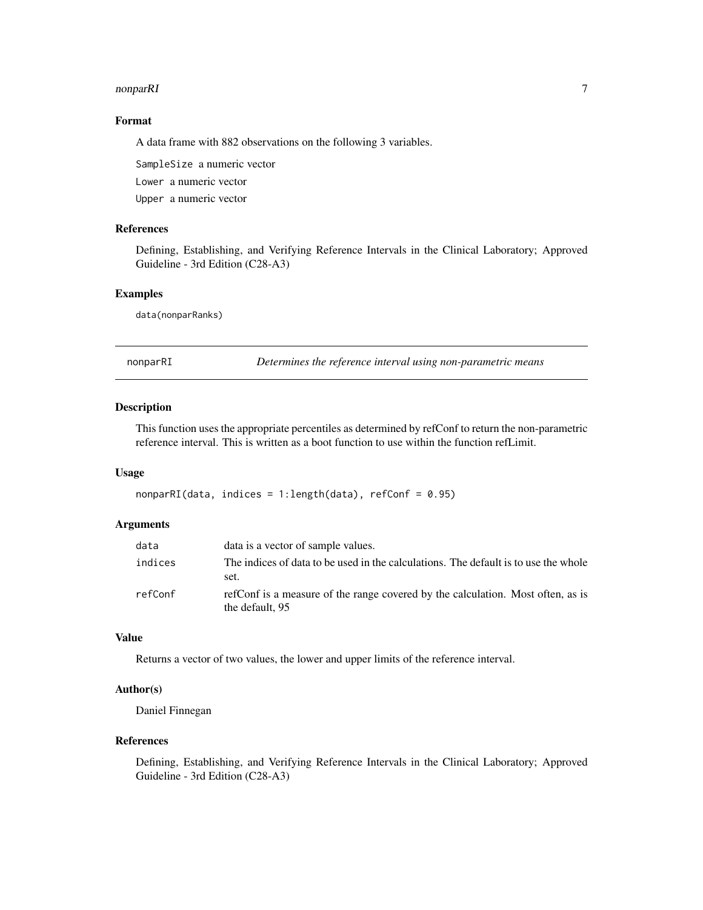## Format

A data frame with 882 observations on the following 3 variables.

`SampleSize` a numeric vector

`Lower` a numeric vector

`Upper` a numeric vector

## References

Defining, Establishing, and Verifying Reference Intervals in the Clinical Laboratory; Approved Guideline - 3rd Edition (C28-A3)

## Examples

```
data(nonparRanks)
```

---

# nonparRI — *Determines the reference interval using non-parametric means*

## Description

This function uses the appropriate percentiles as determined by refConf to return the non-parametric reference interval. This is written as a boot function to use within the function refLimit.

## Usage

```
nonparRI(data, indices = 1:length(data), refConf = 0.95)
```

## Arguments

| | |
|---|---|
| `data` | data is a vector of sample values. |
| `indices` | The indices of data to be used in the calculations. The default is to use the whole set. |
| `refConf` | refConf is a measure of the range covered by the calculation. Most often, as is the default, 95 |

## Value

Returns a vector of two values, the lower and upper limits of the reference interval.

## Author(s)

Daniel Finnegan

## References

Defining, Establishing, and Verifying Reference Intervals in the Clinical Laboratory; Approved Guideline - 3rd Edition (C28-A3)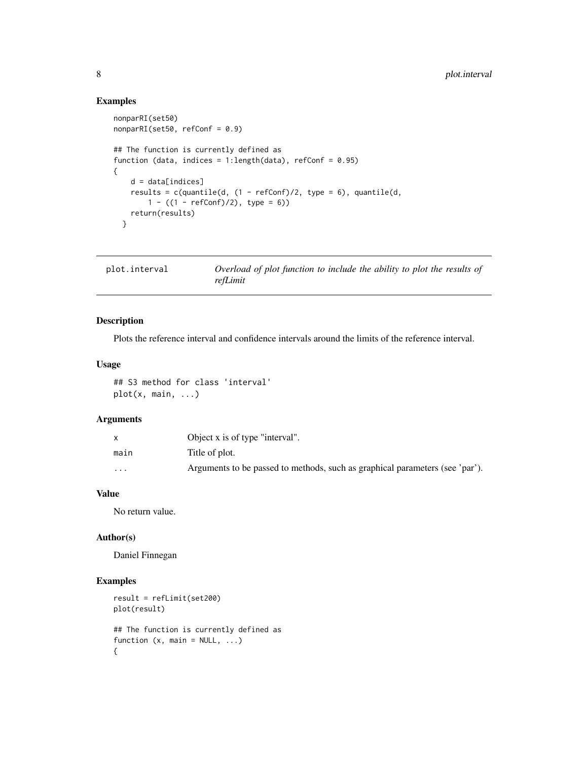### Examples

```
nonparRI(set50)
nonparRI(set50, refConf = 0.9)

## The function is currently defined as
function (data, indices = 1:length(data), refConf = 0.95)
{
    d = data[indices]
    results = c(quantile(d, (1 - refConf)/2, type = 6), quantile(d,
        1 - ((1 - refConf)/2), type = 6))
    return(results)
  }
```

---

## plot.interval — *Overload of plot function to include the ability to plot the results of refLimit*

### Description

Plots the reference interval and confidence intervals around the limits of the reference interval.

### Usage

```
## S3 method for class 'interval'
plot(x, main, ...)
```

### Arguments

| | |
|---|---|
| x | Object x is of type "interval". |
| main | Title of plot. |
| ... | Arguments to be passed to methods, such as graphical parameters (see 'par'). |

### Value

No return value.

### Author(s)

Daniel Finnegan

### Examples

```
result = refLimit(set200)
plot(result)

## The function is currently defined as
function (x, main = NULL, ...)
{
```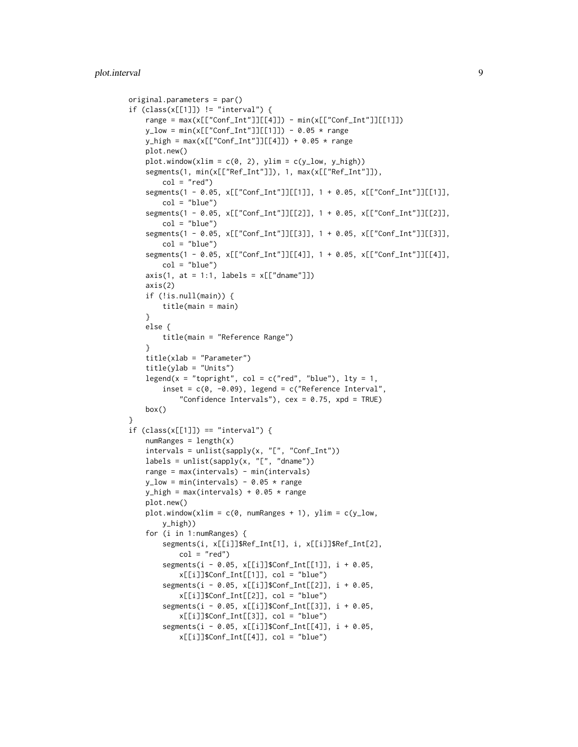```
original.parameters = par()
if (class(x[[1]]) != "interval") {
    range = max(x[["Conf_Int"]][[4]]) - min(x[["Conf_Int"]][[1]])
    y_low = min(x[["Conf_Int"]][[1]]) - 0.05 * range
    y_high = max(x[["Conf_Int"]][[4]]) + 0.05 * range
    plot.new()
    plot.window(xlim = c(0, 2), ylim = c(y_low, y_high))
    segments(1, min(x[["Ref_Int"]]), 1, max(x[["Ref_Int"]]),
        col = "red")
    segments(1 - 0.05, x[["Conf_Int"]][[1]], 1 + 0.05, x[["Conf_Int"]][[1]],
        col = "blue")
    segments(1 - 0.05, x[["Conf_Int"]][[2]], 1 + 0.05, x[["Conf_Int"]][[2]],
        col = "blue")
    segments(1 - 0.05, x[["Conf_Int"]][[3]], 1 + 0.05, x[["Conf_Int"]][[3]],
        col = "blue")
    segments(1 - 0.05, x[["Conf_Int"]][[4]], 1 + 0.05, x[["Conf_Int"]][[4]],
        col = "blue")
    axis(1, at = 1:1, labels = x[["dname"]])
    axis(2)
    if (!is.null(main)) {
        title(main = main)
    }
    else {
        title(main = "Reference Range")
    }
    title(xlab = "Parameter")
    title(ylab = "Units")
    legend(x = "topright", col = c("red", "blue"), lty = 1,
        inset = c(0, -0.09), legend = c("Reference Interval",
            "Confidence Intervals"), cex = 0.75, xpd = TRUE)
    box()
}
if (class(x[[1]]) == "interval") {
    numRanges = length(x)
    intervals = unlist(sapply(x, "[", "Conf_Int"))
    labels = unlist(sapply(x, "[", "dname"))
    range = max(intervals) - min(intervals)
    y_low = min(intervals) - 0.05 * range
    y_high = max(intervals) + 0.05 * range
    plot.new()
    plot.window(xlim = c(0, numRanges + 1), ylim = c(y_low,
        y_high))
    for (i in 1:numRanges) {
        segments(i, x[[i]]$Ref_Int[1], i, x[[i]]$Ref_Int[2],
            col = "red")
        segments(i - 0.05, x[[i]]$Conf_Int[[1]], i + 0.05,
            x[[i]]$Conf_Int[[1]], col = "blue")
        segments(i - 0.05, x[[i]]$Conf_Int[[2]], i + 0.05,
            x[[i]]$Conf_Int[[2]], col = "blue")
        segments(i - 0.05, x[[i]]$Conf_Int[[3]], i + 0.05,
            x[[i]]$Conf_Int[[3]], col = "blue")
        segments(i - 0.05, x[[i]]$Conf_Int[[4]], i + 0.05,
            x[[i]]$Conf_Int[[4]], col = "blue")
```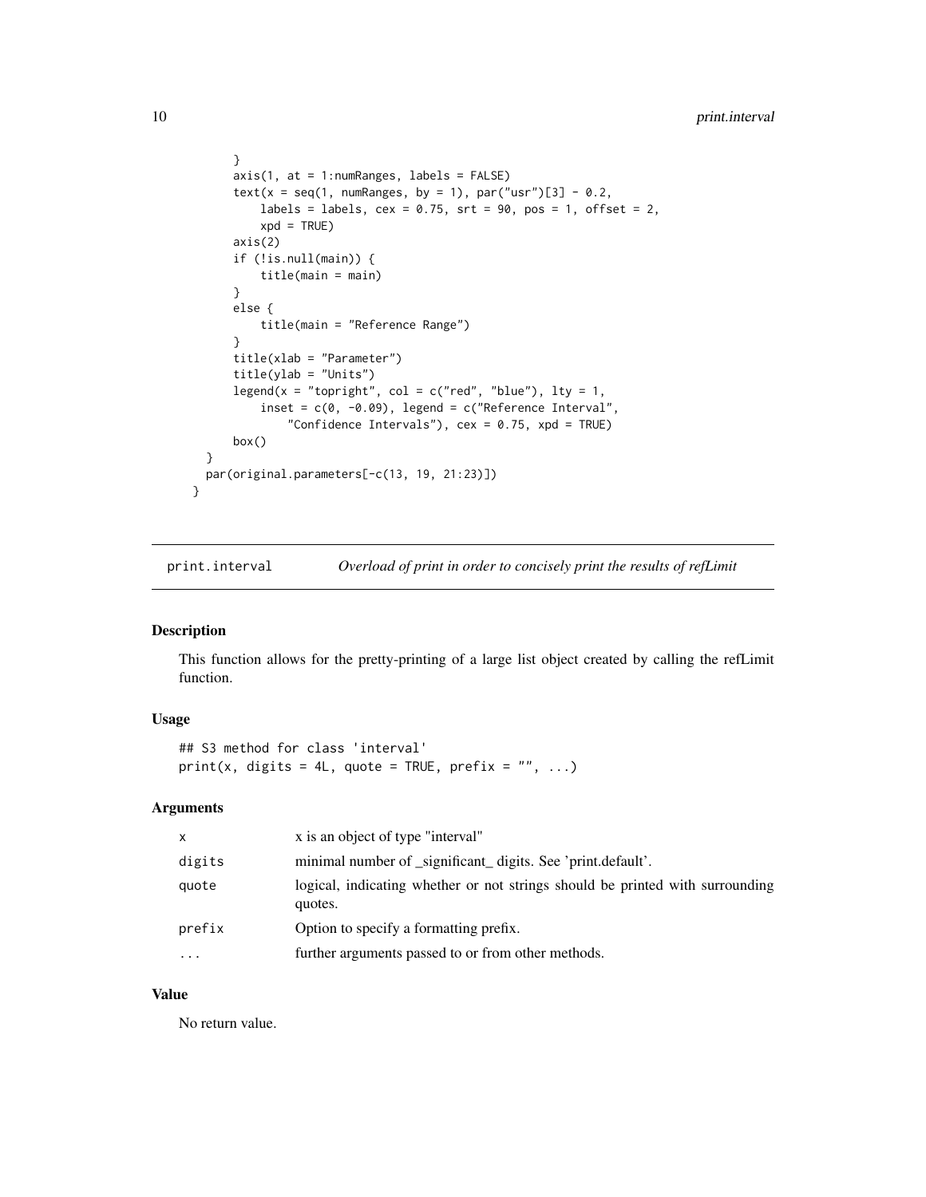```
        }
        axis(1, at = 1:numRanges, labels = FALSE)
        text(x = seq(1, numRanges, by = 1), par("usr")[3] - 0.2,
            labels = labels, cex = 0.75, srt = 90, pos = 1, offset = 2,
            xpd = TRUE)
        axis(2)
        if (!is.null(main)) {
            title(main = main)
        }
        else {
            title(main = "Reference Range")
        }
        title(xlab = "Parameter")
        title(ylab = "Units")
        legend(x = "topright", col = c("red", "blue"), lty = 1,
            inset = c(0, -0.09), legend = c("Reference Interval",
                "Confidence Intervals"), cex = 0.75, xpd = TRUE)
        box()
    }
    par(original.parameters[-c(13, 19, 21:23)])
}
```

## print.interval — *Overload of print in order to concisely print the results of refLimit*

### Description

This function allows for the pretty-printing of a large list object created by calling the refLimit function.

### Usage

```
## S3 method for class 'interval'
print(x, digits = 4L, quote = TRUE, prefix = "", ...)
```

### Arguments

| | |
|---|---|
| x | x is an object of type "interval" |
| digits | minimal number of _significant_ digits. See 'print.default'. |
| quote | logical, indicating whether or not strings should be printed with surrounding quotes. |
| prefix | Option to specify a formatting prefix. |
| ... | further arguments passed to or from other methods. |

### Value

No return value.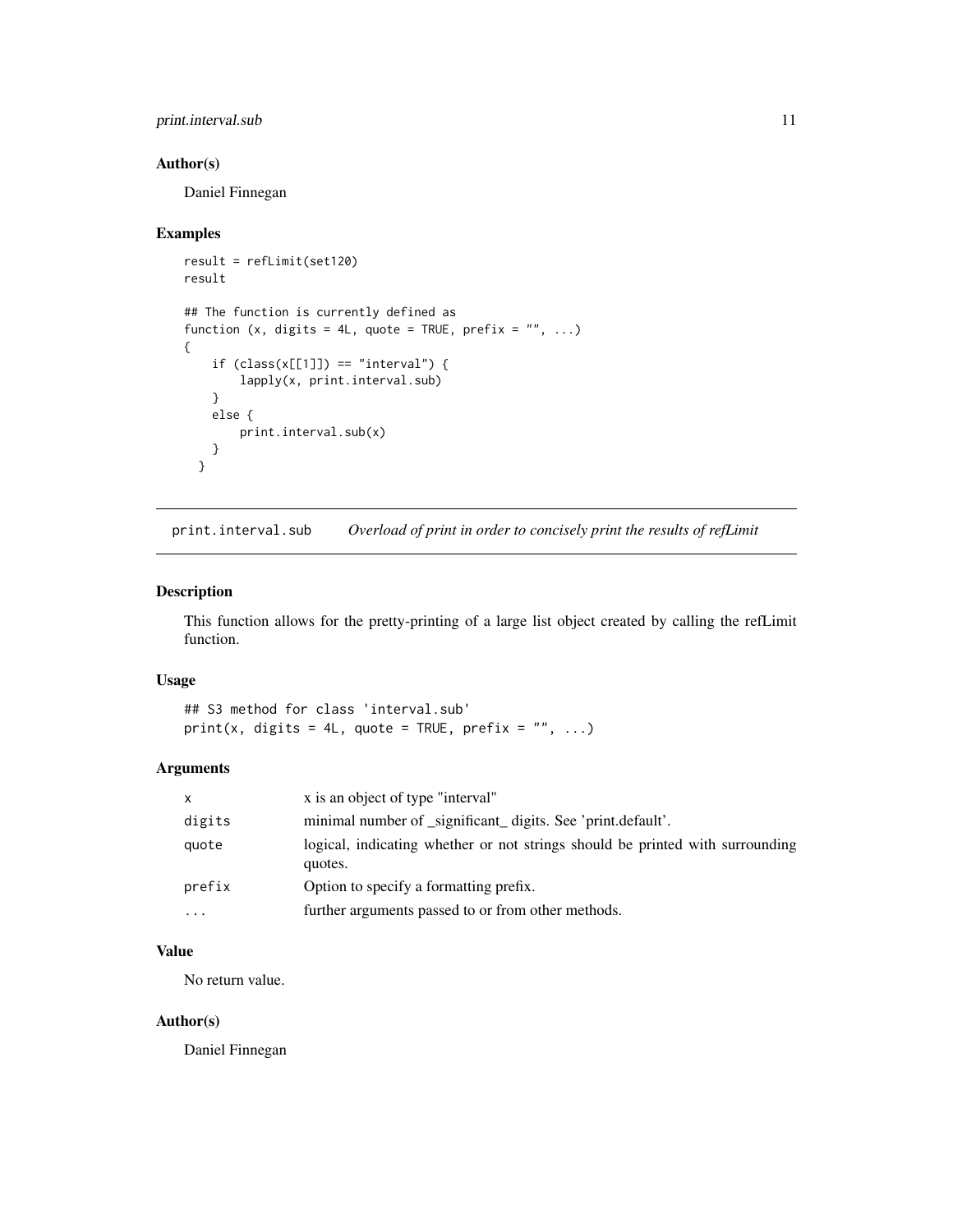### Author(s)

Daniel Finnegan

### Examples

```
result = refLimit(set120)
result

## The function is currently defined as
function (x, digits = 4L, quote = TRUE, prefix = "", ...)
{
    if (class(x[[1]]) == "interval") {
        lapply(x, print.interval.sub)
    }
    else {
        print.interval.sub(x)
    }
  }
```

## print.interval.sub *Overload of print in order to concisely print the results of refLimit*

### Description

This function allows for the pretty-printing of a large list object created by calling the refLimit function.

### Usage

```
## S3 method for class 'interval.sub'
print(x, digits = 4L, quote = TRUE, prefix = "", ...)
```

### Arguments

| | |
|---|---|
| x | x is an object of type "interval" |
| digits | minimal number of _significant_ digits. See 'print.default'. |
| quote | logical, indicating whether or not strings should be printed with surrounding quotes. |
| prefix | Option to specify a formatting prefix. |
| ... | further arguments passed to or from other methods. |

### Value

No return value.

### Author(s)

Daniel Finnegan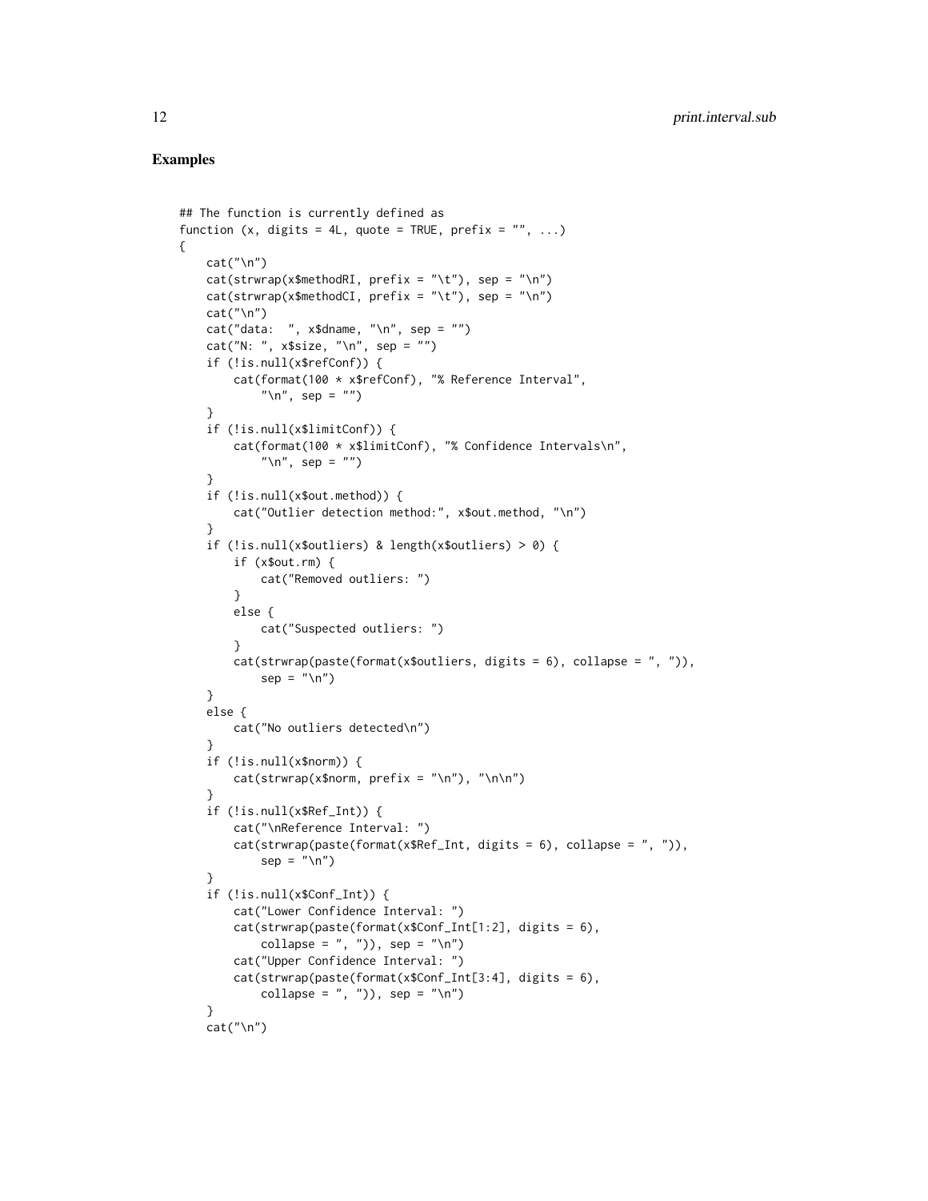## Examples

```
## The function is currently defined as
function (x, digits = 4L, quote = TRUE, prefix = "", ...)
{
    cat("\n")
    cat(strwrap(x$methodRI, prefix = "\t"), sep = "\n")
    cat(strwrap(x$methodCI, prefix = "\t"), sep = "\n")
    cat("\n")
    cat("data:  ", x$dname, "\n", sep = "")
    cat("N: ", x$size, "\n", sep = "")
    if (!is.null(x$refConf)) {
        cat(format(100 * x$refConf), "% Reference Interval",
            "\n", sep = "")
    }
    if (!is.null(x$limitConf)) {
        cat(format(100 * x$limitConf), "% Confidence Intervals\n",
            "\n", sep = "")
    }
    if (!is.null(x$out.method)) {
        cat("Outlier detection method:", x$out.method, "\n")
    }
    if (!is.null(x$outliers) & length(x$outliers) > 0) {
        if (x$out.rm) {
            cat("Removed outliers: ")
        }
        else {
            cat("Suspected outliers: ")
        }
        cat(strwrap(paste(format(x$outliers, digits = 6), collapse = ", ")),
            sep = "\n")
    }
    else {
        cat("No outliers detected\n")
    }
    if (!is.null(x$norm)) {
        cat(strwrap(x$norm, prefix = "\n"), "\n\n")
    }
    if (!is.null(x$Ref_Int)) {
        cat("\nReference Interval: ")
        cat(strwrap(paste(format(x$Ref_Int, digits = 6), collapse = ", ")),
            sep = "\n")
    }
    if (!is.null(x$Conf_Int)) {
        cat("Lower Confidence Interval: ")
        cat(strwrap(paste(format(x$Conf_Int[1:2], digits = 6),
            collapse = ", ")), sep = "\n")
        cat("Upper Confidence Interval: ")
        cat(strwrap(paste(format(x$Conf_Int[3:4], digits = 6),
            collapse = ", ")), sep = "\n")
    }
    cat("\n")
```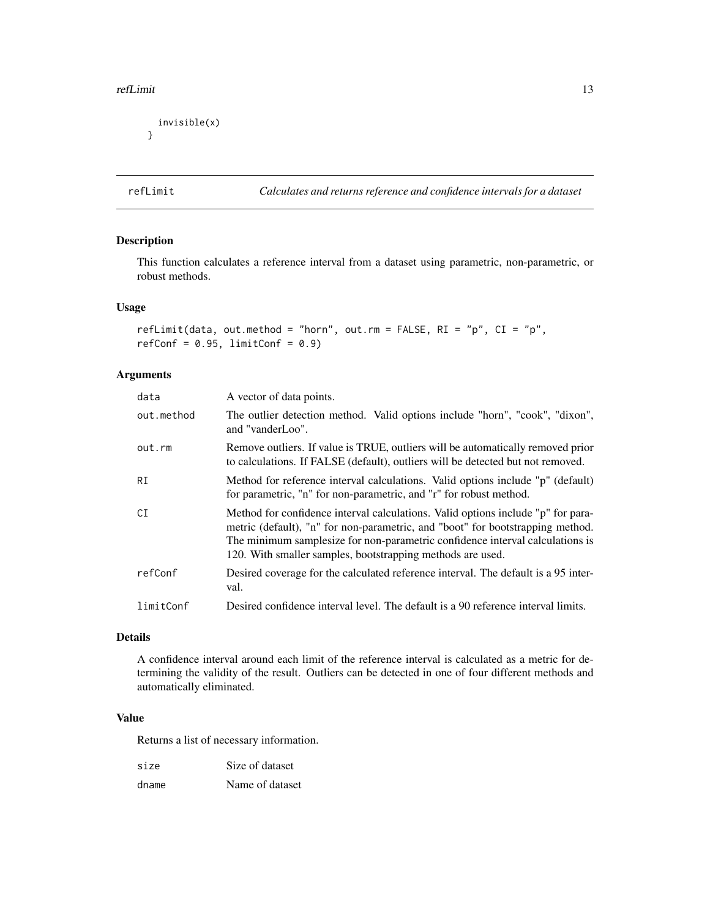```
    invisible(x)
  }
```

## refLimit — *Calculates and returns reference and confidence intervals for a dataset*

### Description

This function calculates a reference interval from a dataset using parametric, non-parametric, or robust methods.

### Usage

```
refLimit(data, out.method = "horn", out.rm = FALSE, RI = "p", CI = "p",
refConf = 0.95, limitConf = 0.9)
```

### Arguments

| | |
|---|---|
| `data` | A vector of data points. |
| `out.method` | The outlier detection method. Valid options include "horn", "cook", "dixon", and "vanderLoo". |
| `out.rm` | Remove outliers. If value is TRUE, outliers will be automatically removed prior to calculations. If FALSE (default), outliers will be detected but not removed. |
| `RI` | Method for reference interval calculations. Valid options include "p" (default) for parametric, "n" for non-parametric, and "r" for robust method. |
| `CI` | Method for confidence interval calculations. Valid options include "p" for parametric (default), "n" for non-parametric, and "boot" for bootstrapping method. The minimum samplesize for non-parametric confidence interval calculations is 120. With smaller samples, bootstrapping methods are used. |
| `refConf` | Desired coverage for the calculated reference interval. The default is a 95 interval. |
| `limitConf` | Desired confidence interval level. The default is a 90 reference interval limits. |

### Details

A confidence interval around each limit of the reference interval is calculated as a metric for determining the validity of the result. Outliers can be detected in one of four different methods and automatically eliminated.

### Value

Returns a list of necessary information.

| | |
|---|---|
| `size` | Size of dataset |
| `dname` | Name of dataset |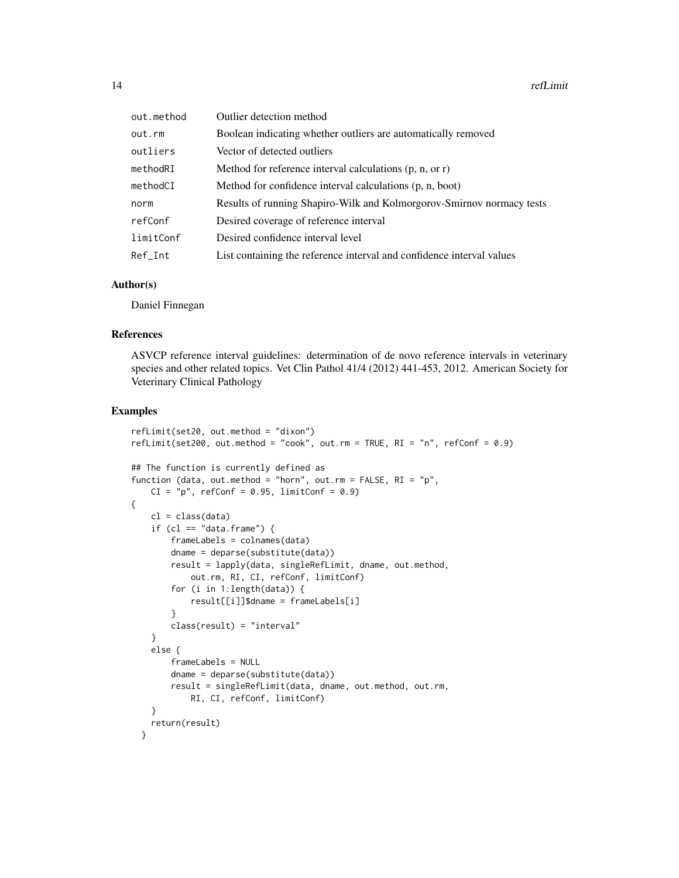| | |
|---|---|
| out.method | Outlier detection method |
| out.rm | Boolean indicating whether outliers are automatically removed |
| outliers | Vector of detected outliers |
| methodRI | Method for reference interval calculations (p, n, or r) |
| methodCI | Method for confidence interval calculations (p, n, boot) |
| norm | Results of running Shapiro-Wilk and Kolmorgorov-Smirnov normacy tests |
| refConf | Desired coverage of reference interval |
| limitConf | Desired confidence interval level |
| Ref_Int | List containing the reference interval and confidence interval values |

### Author(s)

Daniel Finnegan

### References

ASVCP reference interval guidelines: determination of de novo reference intervals in veterinary species and other related topics. Vet Clin Pathol 41/4 (2012) 441-453, 2012. American Society for Veterinary Clinical Pathology

### Examples

```
refLimit(set20, out.method = "dixon")
refLimit(set200, out.method = "cook", out.rm = TRUE, RI = "n", refConf = 0.9)

## The function is currently defined as
function (data, out.method = "horn", out.rm = FALSE, RI = "p",
    CI = "p", refConf = 0.95, limitConf = 0.9)
{
    cl = class(data)
    if (cl == "data.frame") {
        frameLabels = colnames(data)
        dname = deparse(substitute(data))
        result = lapply(data, singleRefLimit, dname, out.method,
            out.rm, RI, CI, refConf, limitConf)
        for (i in 1:length(data)) {
            result[[i]]$dname = frameLabels[i]
        }
        class(result) = "interval"
    }
    else {
        frameLabels = NULL
        dname = deparse(substitute(data))
        result = singleRefLimit(data, dname, out.method, out.rm,
            RI, CI, refConf, limitConf)
    }
    return(result)
  }
```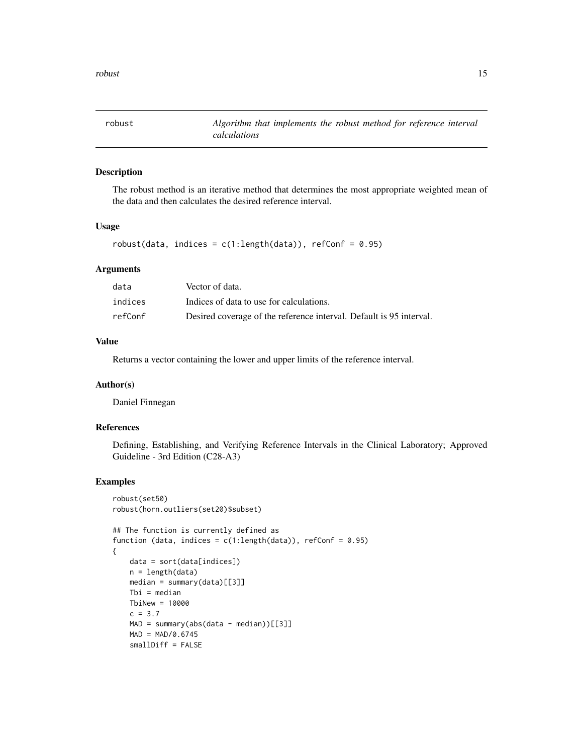## robust — *Algorithm that implements the robust method for reference interval calculations*

### Description

The robust method is an iterative method that determines the most appropriate weighted mean of the data and then calculates the desired reference interval.

### Usage

```
robust(data, indices = c(1:length(data)), refConf = 0.95)
```

### Arguments

| | |
|---|---|
| data | Vector of data. |
| indices | Indices of data to use for calculations. |
| refConf | Desired coverage of the reference interval. Default is 95 interval. |

### Value

Returns a vector containing the lower and upper limits of the reference interval.

### Author(s)

Daniel Finnegan

### References

Defining, Establishing, and Verifying Reference Intervals in the Clinical Laboratory; Approved Guideline - 3rd Edition (C28-A3)

### Examples

```
robust(set50)
robust(horn.outliers(set20)$subset)

## The function is currently defined as
function (data, indices = c(1:length(data)), refConf = 0.95)
{
    data = sort(data[indices])
    n = length(data)
    median = summary(data)[[3]]
    Tbi = median
    TbiNew = 10000
    c = 3.7
    MAD = summary(abs(data - median))[[3]]
    MAD = MAD/0.6745
    smallDiff = FALSE
```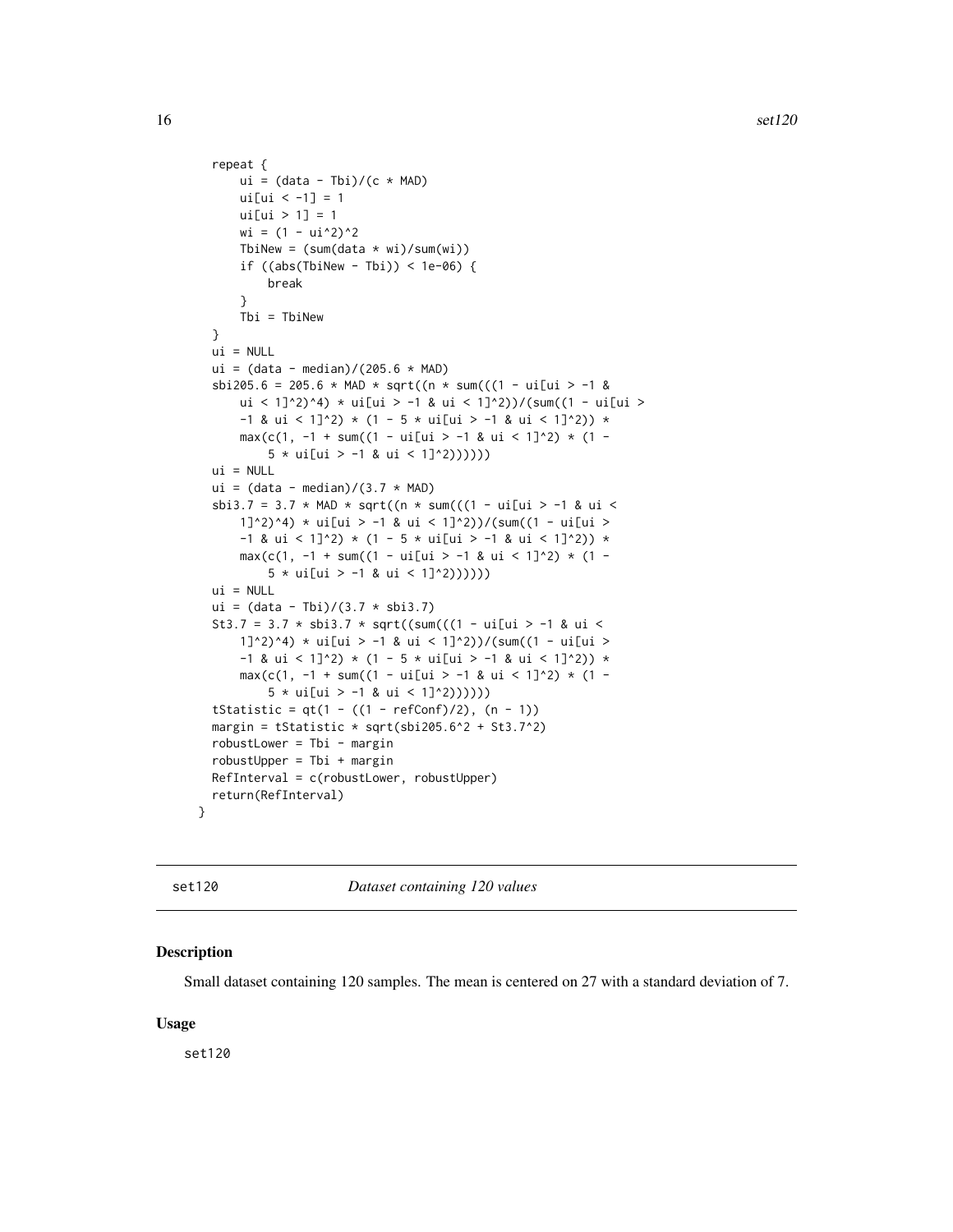```
  repeat {
      ui = (data - Tbi)/(c * MAD)
      ui[ui < -1] = 1
      ui[ui > 1] = 1
      wi = (1 - ui^2)^2
      TbiNew = (sum(data * wi)/sum(wi))
      if ((abs(TbiNew - Tbi)) < 1e-06) {
          break
      }
      Tbi = TbiNew
  }
  ui = NULL
  ui = (data - median)/(205.6 * MAD)
  sbi205.6 = 205.6 * MAD * sqrt((n * sum(((1 - ui[ui > -1 &
      ui < 1]^2)^4) * ui[ui > -1 & ui < 1]^2))/(sum((1 - ui[ui >
      -1 & ui < 1]^2) * (1 - 5 * ui[ui > -1 & ui < 1]^2)) *
      max(c(1, -1 + sum((1 - ui[ui > -1 & ui < 1]^2) * (1 -
          5 * ui[ui > -1 & ui < 1]^2))))))
  ui = NULL
  ui = (data - median)/(3.7 * MAD)
  sbi3.7 = 3.7 * MAD * sqrt((n * sum(((1 - ui[ui > -1 & ui <
      1]^2)^4) * ui[ui > -1 & ui < 1]^2))/(sum((1 - ui[ui >
      -1 & ui < 1]^2) * (1 - 5 * ui[ui > -1 & ui < 1]^2)) *
      max(c(1, -1 + sum((1 - ui[ui > -1 & ui < 1]^2) * (1 -
          5 * ui[ui > -1 & ui < 1]^2))))))
  ui = NULL
  ui = (data - Tbi)/(3.7 * sbi3.7)
  St3.7 = 3.7 * sbi3.7 * sqrt((sum(((1 - ui[ui > -1 & ui <
      1]^2)^4) * ui[ui > -1 & ui < 1]^2))/(sum((1 - ui[ui >
      -1 & ui < 1]^2) * (1 - 5 * ui[ui > -1 & ui < 1]^2)) *
      max(c(1, -1 + sum((1 - ui[ui > -1 & ui < 1]^2) * (1 -
          5 * ui[ui > -1 & ui < 1]^2))))))
  tStatistic = qt(1 - ((1 - refConf)/2), (n - 1))
  margin = tStatistic * sqrt(sbi205.6^2 + St3.7^2)
  robustLower = Tbi - margin
  robustUpper = Tbi + margin
  RefInterval = c(robustLower, robustUpper)
  return(RefInterval)
}
```

## set120 — *Dataset containing 120 values*

### Description

Small dataset containing 120 samples. The mean is centered on 27 with a standard deviation of 7.

### Usage

```
set120
```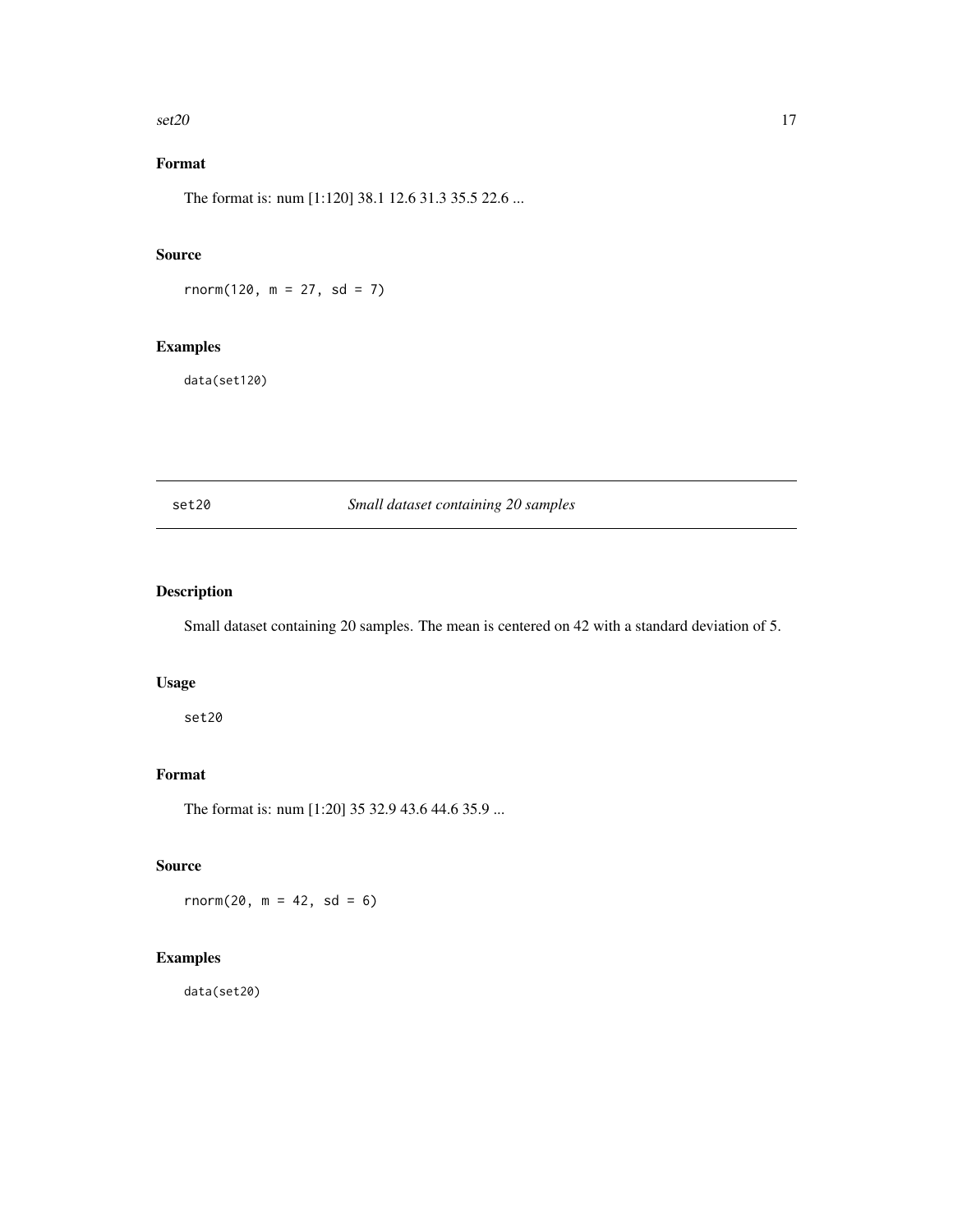## Format

The format is: num [1:120] 38.1 12.6 31.3 35.5 22.6 ...

## Source

```
rnorm(120, m = 27, sd = 7)
```

## Examples

```
data(set120)
```

---

# set20 — *Small dataset containing 20 samples*

## Description

Small dataset containing 20 samples. The mean is centered on 42 with a standard deviation of 5.

## Usage

```
set20
```

## Format

The format is: num [1:20] 35 32.9 43.6 44.6 35.9 ...

## Source

```
rnorm(20, m = 42, sd = 6)
```

## Examples

```
data(set20)
```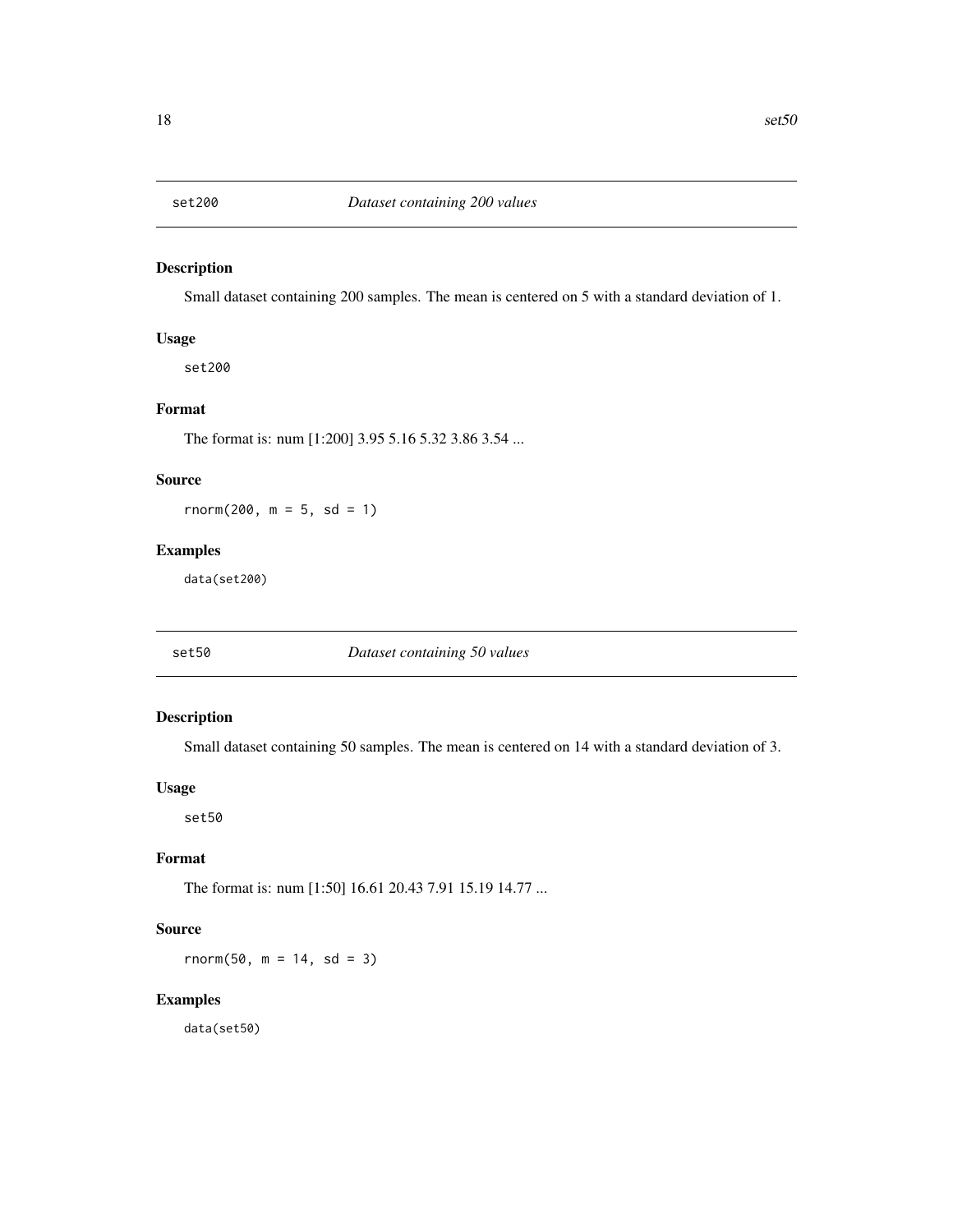## set200 — *Dataset containing 200 values*

### Description

Small dataset containing 200 samples. The mean is centered on 5 with a standard deviation of 1.

### Usage

```
set200
```

### Format

The format is: num [1:200] 3.95 5.16 5.32 3.86 3.54 ...

### Source

```
rnorm(200, m = 5, sd = 1)
```

### Examples

```
data(set200)
```

## set50 — *Dataset containing 50 values*

### Description

Small dataset containing 50 samples. The mean is centered on 14 with a standard deviation of 3.

### Usage

```
set50
```

### Format

The format is: num [1:50] 16.61 20.43 7.91 15.19 14.77 ...

### Source

```
rnorm(50, m = 14, sd = 3)
```

### Examples

```
data(set50)
```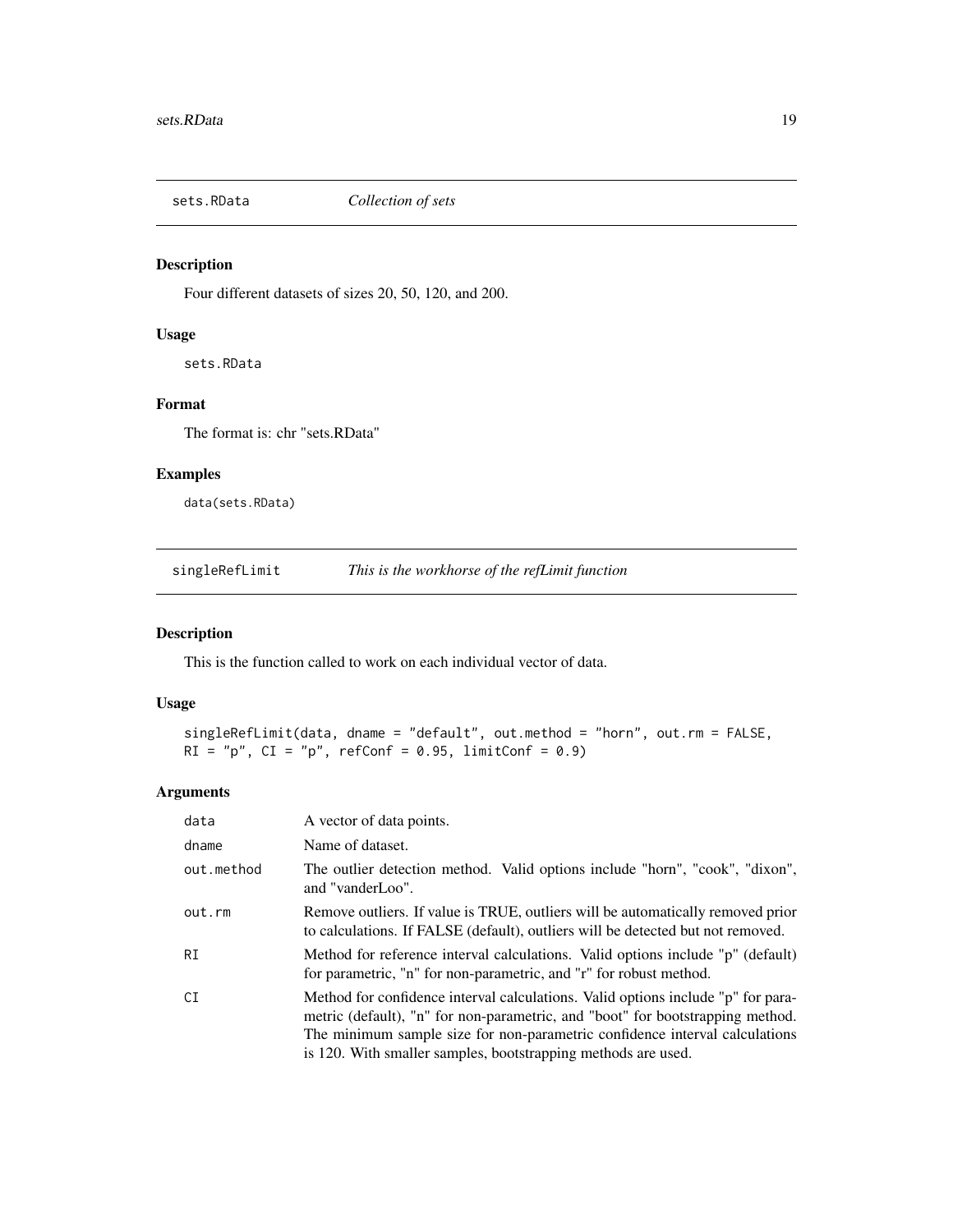## sets.RData — *Collection of sets*

### Description

Four different datasets of sizes 20, 50, 120, and 200.

### Usage

```
sets.RData
```

### Format

The format is: chr "sets.RData"

### Examples

```
data(sets.RData)
```

## singleRefLimit — *This is the workhorse of the refLimit function*

### Description

This is the function called to work on each individual vector of data.

### Usage

```
singleRefLimit(data, dname = "default", out.method = "horn", out.rm = FALSE,
RI = "p", CI = "p", refConf = 0.95, limitConf = 0.9)
```

### Arguments

| Argument | Description |
|---|---|
| data | A vector of data points. |
| dname | Name of dataset. |
| out.method | The outlier detection method. Valid options include "horn", "cook", "dixon", and "vanderLoo". |
| out.rm | Remove outliers. If value is TRUE, outliers will be automatically removed prior to calculations. If FALSE (default), outliers will be detected but not removed. |
| RI | Method for reference interval calculations. Valid options include "p" (default) for parametric, "n" for non-parametric, and "r" for robust method. |
| CI | Method for confidence interval calculations. Valid options include "p" for parametric (default), "n" for non-parametric, and "boot" for bootstrapping method. The minimum sample size for non-parametric confidence interval calculations is 120. With smaller samples, bootstrapping methods are used. |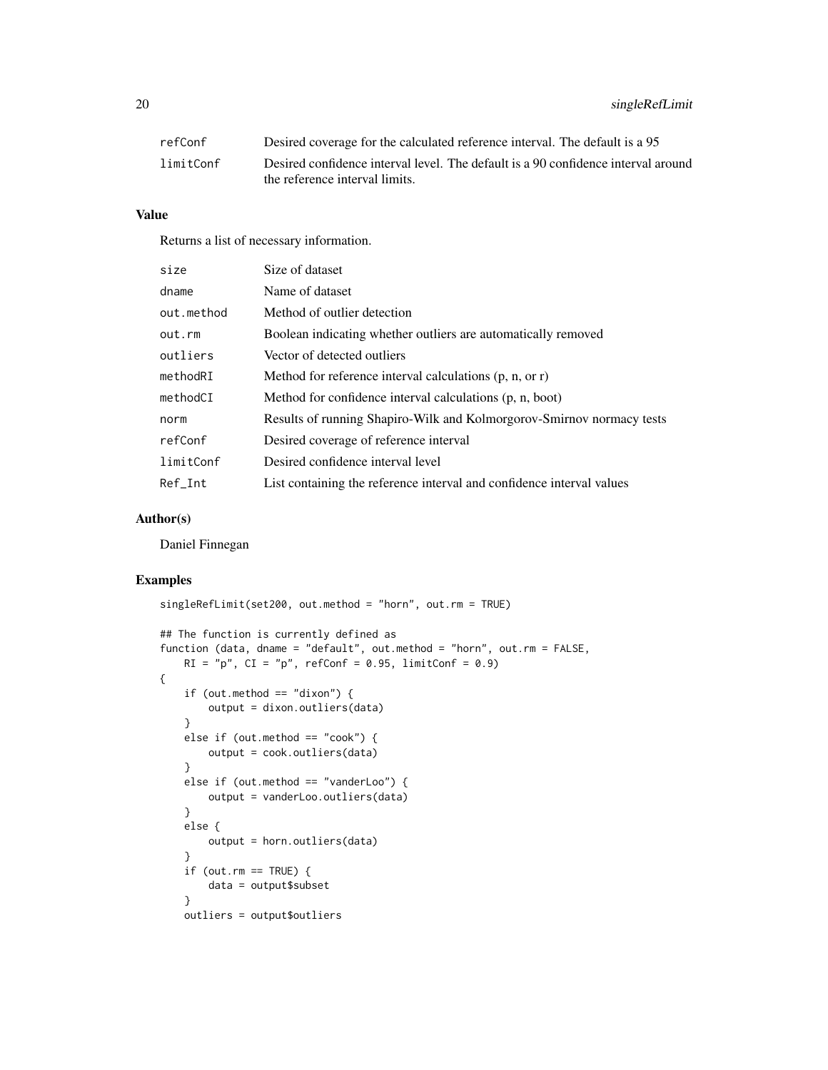| | |
|---|---|
| refConf | Desired coverage for the calculated reference interval. The default is a 95 |
| limitConf | Desired confidence interval level. The default is a 90 confidence interval around the reference interval limits. |

### Value

Returns a list of necessary information.

| | |
|---|---|
| size | Size of dataset |
| dname | Name of dataset |
| out.method | Method of outlier detection |
| out.rm | Boolean indicating whether outliers are automatically removed |
| outliers | Vector of detected outliers |
| methodRI | Method for reference interval calculations (p, n, or r) |
| methodCI | Method for confidence interval calculations (p, n, boot) |
| norm | Results of running Shapiro-Wilk and Kolmorgorov-Smirnov normacy tests |
| refConf | Desired coverage of reference interval |
| limitConf | Desired confidence interval level |
| Ref_Int | List containing the reference interval and confidence interval values |

### Author(s)

Daniel Finnegan

### Examples

```
singleRefLimit(set200, out.method = "horn", out.rm = TRUE)

## The function is currently defined as
function (data, dname = "default", out.method = "horn", out.rm = FALSE,
    RI = "p", CI = "p", refConf = 0.95, limitConf = 0.9)
{
    if (out.method == "dixon") {
        output = dixon.outliers(data)
    }
    else if (out.method == "cook") {
        output = cook.outliers(data)
    }
    else if (out.method == "vanderLoo") {
        output = vanderLoo.outliers(data)
    }
    else {
        output = horn.outliers(data)
    }
    if (out.rm == TRUE) {
        data = output$subset
    }
    outliers = output$outliers
```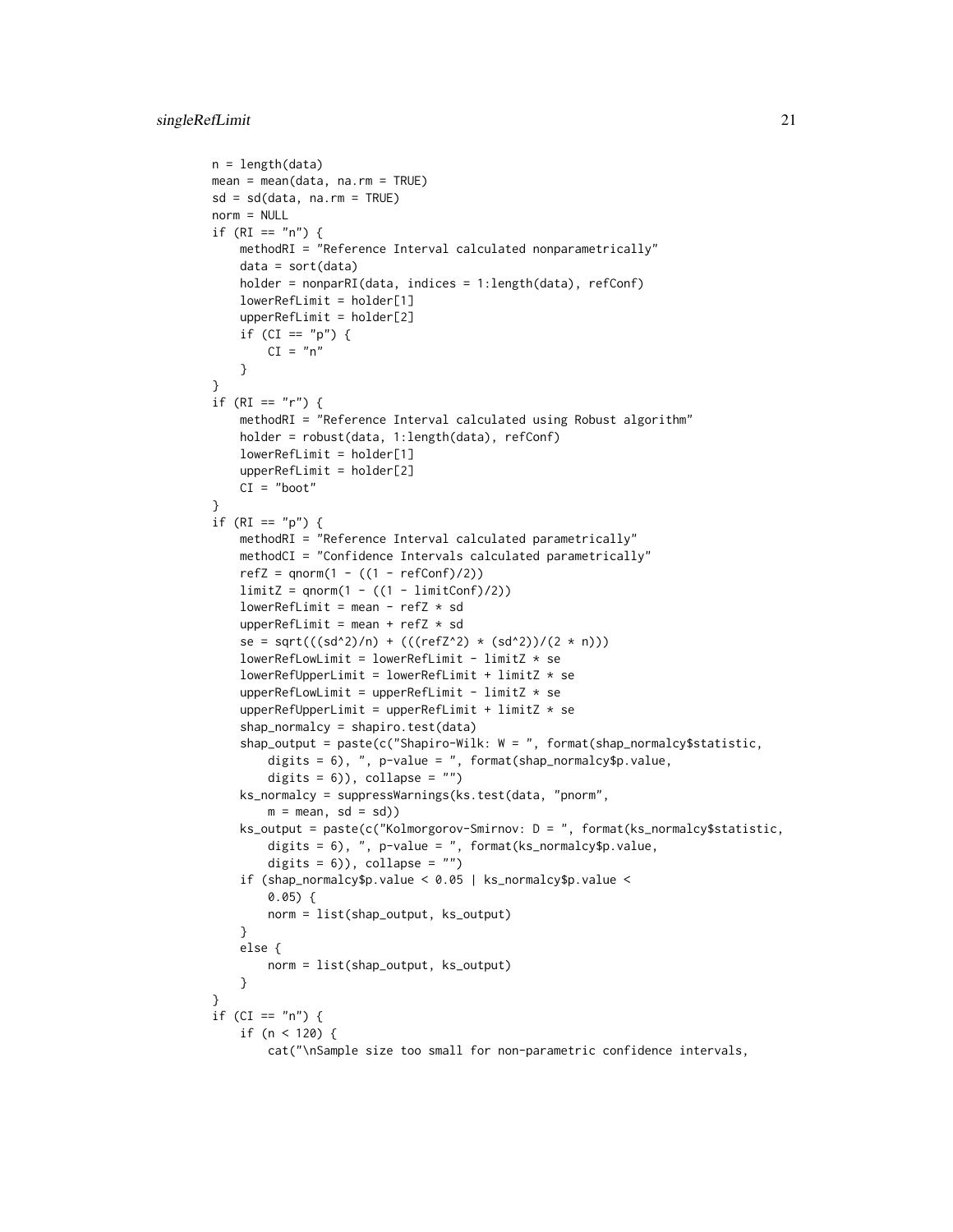```
    n = length(data)
    mean = mean(data, na.rm = TRUE)
    sd = sd(data, na.rm = TRUE)
    norm = NULL
    if (RI == "n") {
        methodRI = "Reference Interval calculated nonparametrically"
        data = sort(data)
        holder = nonparRI(data, indices = 1:length(data), refConf)
        lowerRefLimit = holder[1]
        upperRefLimit = holder[2]
        if (CI == "p") {
            CI = "n"
        }
    }
    if (RI == "r") {
        methodRI = "Reference Interval calculated using Robust algorithm"
        holder = robust(data, 1:length(data), refConf)
        lowerRefLimit = holder[1]
        upperRefLimit = holder[2]
        CI = "boot"
    }
    if (RI == "p") {
        methodRI = "Reference Interval calculated parametrically"
        methodCI = "Confidence Intervals calculated parametrically"
        refZ = qnorm(1 - ((1 - refConf)/2))
        limitZ = qnorm(1 - ((1 - limitConf)/2))
        lowerRefLimit = mean - refZ * sd
        upperRefLimit = mean + refZ * sd
        se = sqrt(((sd^2)/n) + (((refZ^2) * (sd^2))/(2 * n)))
        lowerRefLowLimit = lowerRefLimit - limitZ * se
        lowerRefUpperLimit = lowerRefLimit + limitZ * se
        upperRefLowLimit = upperRefLimit - limitZ * se
        upperRefUpperLimit = upperRefLimit + limitZ * se
        shap_normalcy = shapiro.test(data)
        shap_output = paste(c("Shapiro-Wilk: W = ", format(shap_normalcy$statistic,
            digits = 6), ", p-value = ", format(shap_normalcy$p.value,
            digits = 6)), collapse = "")
        ks_normalcy = suppressWarnings(ks.test(data, "pnorm",
            m = mean, sd = sd))
        ks_output = paste(c("Kolmorgorov-Smirnov: D = ", format(ks_normalcy$statistic,
            digits = 6), ", p-value = ", format(ks_normalcy$p.value,
            digits = 6)), collapse = "")
        if (shap_normalcy$p.value < 0.05 | ks_normalcy$p.value <
            0.05) {
            norm = list(shap_output, ks_output)
        }
        else {
            norm = list(shap_output, ks_output)
        }
    }
    if (CI == "n") {
        if (n < 120) {
            cat("\nSample size too small for non-parametric confidence intervals,
```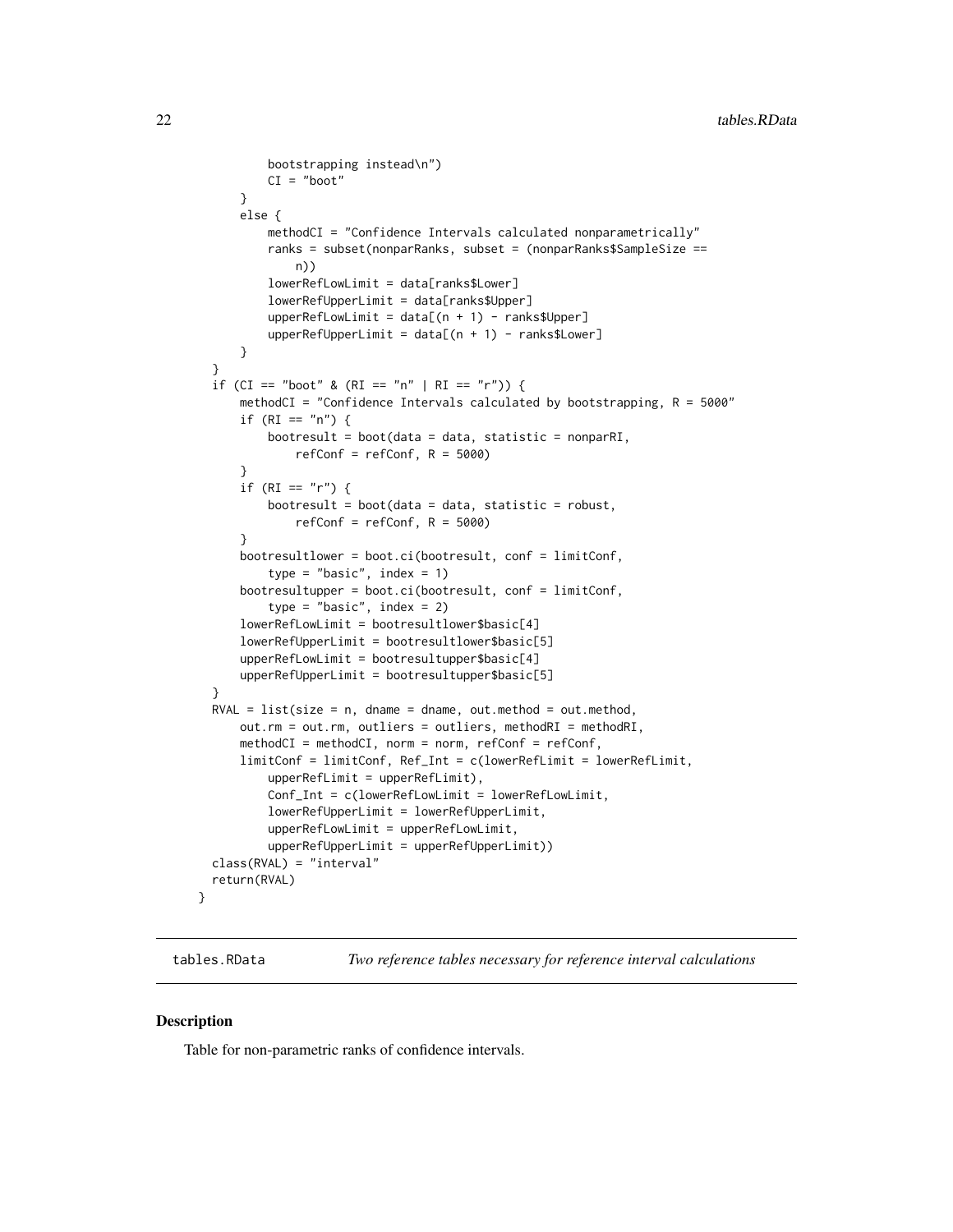```
            bootstrapping instead\n")
            CI = "boot"
        }
        else {
            methodCI = "Confidence Intervals calculated nonparametrically"
            ranks = subset(nonparRanks, subset = (nonparRanks$SampleSize ==
                n))
            lowerRefLowLimit = data[ranks$Lower]
            lowerRefUpperLimit = data[ranks$Upper]
            upperRefLowLimit = data[(n + 1) - ranks$Upper]
            upperRefUpperLimit = data[(n + 1) - ranks$Lower]
        }
    }
    if (CI == "boot" & (RI == "n" | RI == "r")) {
        methodCI = "Confidence Intervals calculated by bootstrapping, R = 5000"
        if (RI == "n") {
            bootresult = boot(data = data, statistic = nonparRI,
                refConf = refConf, R = 5000)
        }
        if (RI == "r") {
            bootresult = boot(data = data, statistic = robust,
                refConf = refConf, R = 5000)
        }
        bootresultlower = boot.ci(bootresult, conf = limitConf,
            type = "basic", index = 1)
        bootresultupper = boot.ci(bootresult, conf = limitConf,
            type = "basic", index = 2)
        lowerRefLowLimit = bootresultlower$basic[4]
        lowerRefUpperLimit = bootresultlower$basic[5]
        upperRefLowLimit = bootresultupper$basic[4]
        upperRefUpperLimit = bootresultupper$basic[5]
    }
    RVAL = list(size = n, dname = dname, out.method = out.method,
        out.rm = out.rm, outliers = outliers, methodRI = methodRI,
        methodCI = methodCI, norm = norm, refConf = refConf,
        limitConf = limitConf, Ref_Int = c(lowerRefLimit = lowerRefLimit,
            upperRefLimit = upperRefLimit),
            Conf_Int = c(lowerRefLowLimit = lowerRefLowLimit,
            lowerRefUpperLimit = lowerRefUpperLimit,
            upperRefLowLimit = upperRefLowLimit,
            upperRefUpperLimit = upperRefUpperLimit))
    class(RVAL) = "interval"
    return(RVAL)
}
```

## tables.RData    *Two reference tables necessary for reference interval calculations*

### Description

Table for non-parametric ranks of confidence intervals.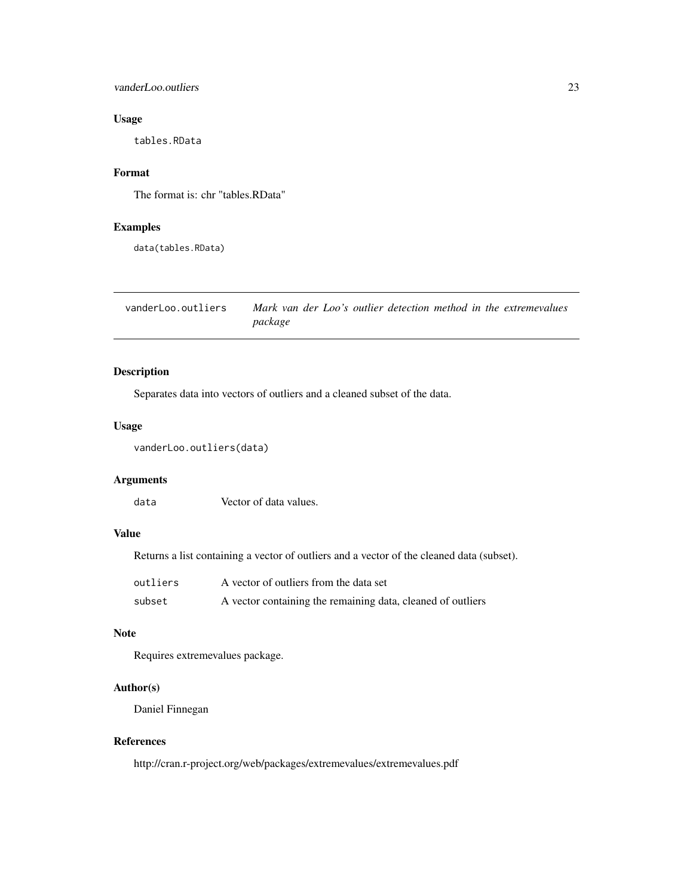### Usage

```
tables.RData
```

### Format

The format is: chr "tables.RData"

### Examples

```
data(tables.RData)
```

---

## vanderLoo.outliers — *Mark van der Loo's outlier detection method in the extremevalues package*

---

### Description

Separates data into vectors of outliers and a cleaned subset of the data.

### Usage

```
vanderLoo.outliers(data)
```

### Arguments

| | |
|---|---|
| `data` | Vector of data values. |

### Value

Returns a list containing a vector of outliers and a vector of the cleaned data (subset).

| | |
|---|---|
| `outliers` | A vector of outliers from the data set |
| `subset` | A vector containing the remaining data, cleaned of outliers |

### Note

Requires extremevalues package.

### Author(s)

Daniel Finnegan

### References

http://cran.r-project.org/web/packages/extremevalues/extremevalues.pdf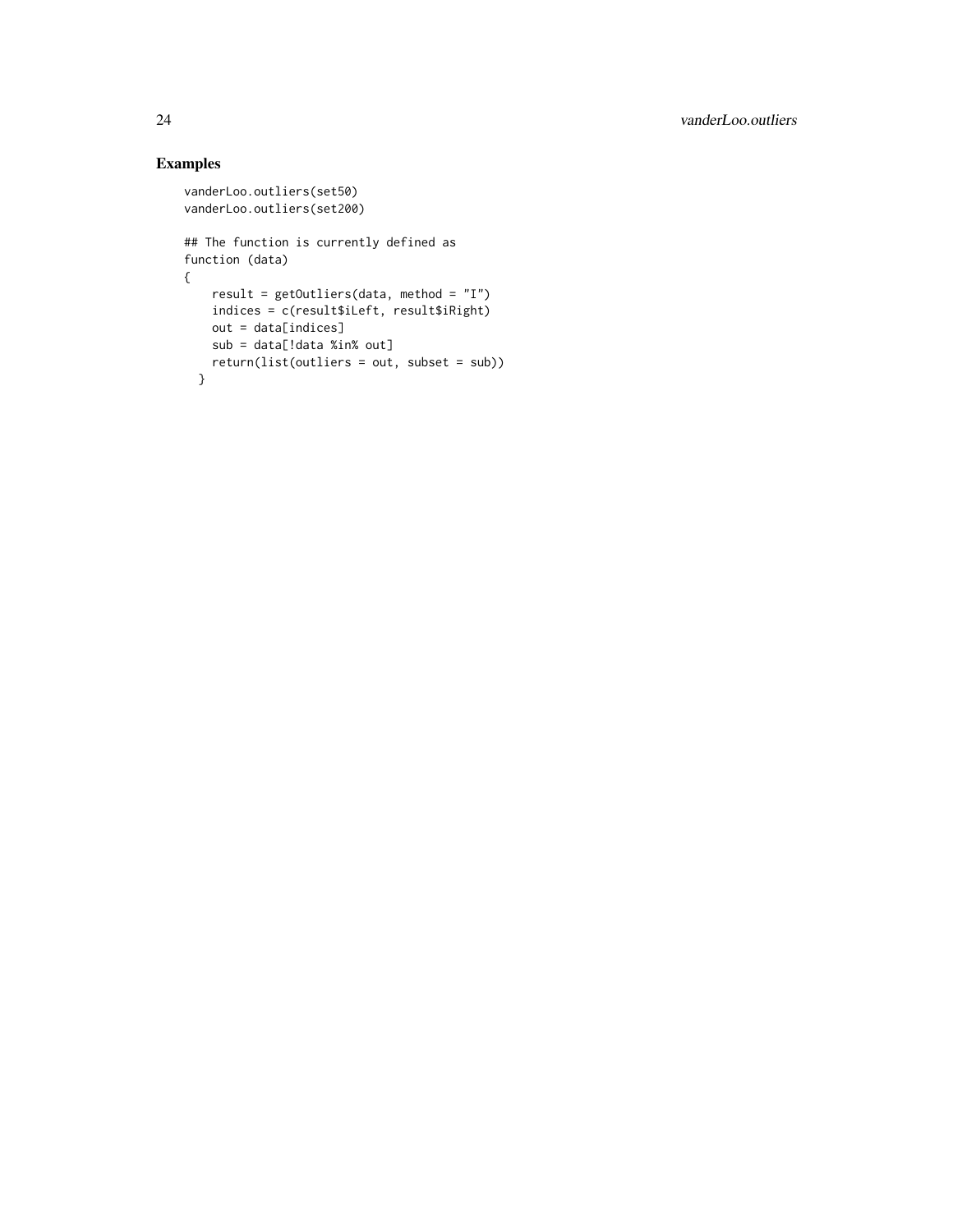## Examples

```
vanderLoo.outliers(set50)
vanderLoo.outliers(set200)

## The function is currently defined as
function (data)
{
    result = getOutliers(data, method = "I")
    indices = c(result$iLeft, result$iRight)
    out = data[indices]
    sub = data[!data %in% out]
    return(list(outliers = out, subset = sub))
  }
```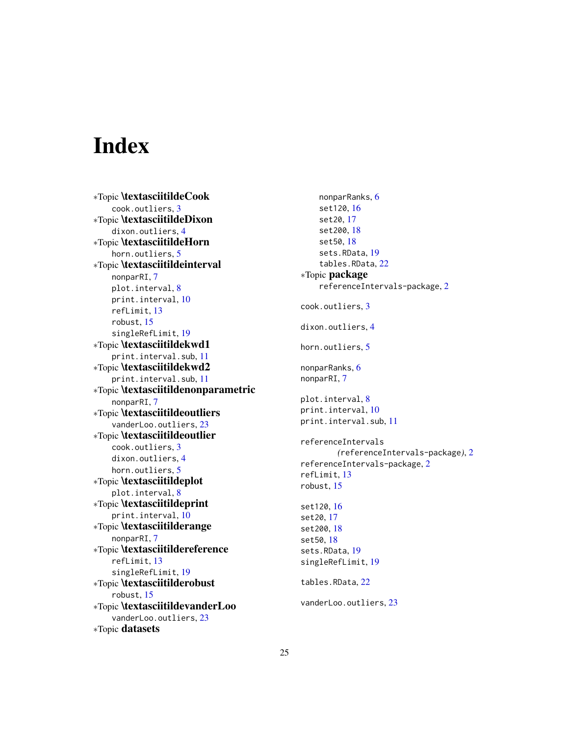# Index

*Topic **\textasciitildeCook**
  cook.outliers, 3
*Topic **\textasciitildeDixon**
  dixon.outliers, 4
*Topic **\textasciitildeHorn**
  horn.outliers, 5
*Topic **\textasciitildeinterval**
  nonparRI, 7
  plot.interval, 8
  print.interval, 10
  refLimit, 13
  robust, 15
  singleRefLimit, 19
*Topic **\textasciitildekwd1**
  print.interval.sub, 11
*Topic **\textasciitildekwd2**
  print.interval.sub, 11
*Topic **\textasciitildenonparametric**
  nonparRI, 7
*Topic **\textasciitildeoutliers**
  vanderLoo.outliers, 23
*Topic **\textasciitildeoutlier**
  cook.outliers, 3
  dixon.outliers, 4
  horn.outliers, 5
*Topic **\textasciitildeplot**
  plot.interval, 8
*Topic **\textasciitildeprint**
  print.interval, 10
*Topic **\textasciitilderange**
  nonparRI, 7
*Topic **\textasciitildereference**
  refLimit, 13
  singleRefLimit, 19
*Topic **\textasciitilderobust**
  robust, 15
*Topic **\textasciitildevanderLoo**
  vanderLoo.outliers, 23
*Topic **datasets**
  nonparRanks, 6
  set120, 16
  set20, 17
  set200, 18
  set50, 18
  sets.RData, 19
  tables.RData, 22
*Topic **package**
  referenceIntervals-package, 2

cook.outliers, 3

dixon.outliers, 4

horn.outliers, 5

nonparRanks, 6
nonparRI, 7

plot.interval, 8
print.interval, 10
print.interval.sub, 11

referenceIntervals
  *(referenceIntervals-package)*, 2
referenceIntervals-package, 2
refLimit, 13
robust, 15

set120, 16
set20, 17
set200, 18
set50, 18
sets.RData, 19
singleRefLimit, 19

tables.RData, 22

vanderLoo.outliers, 23